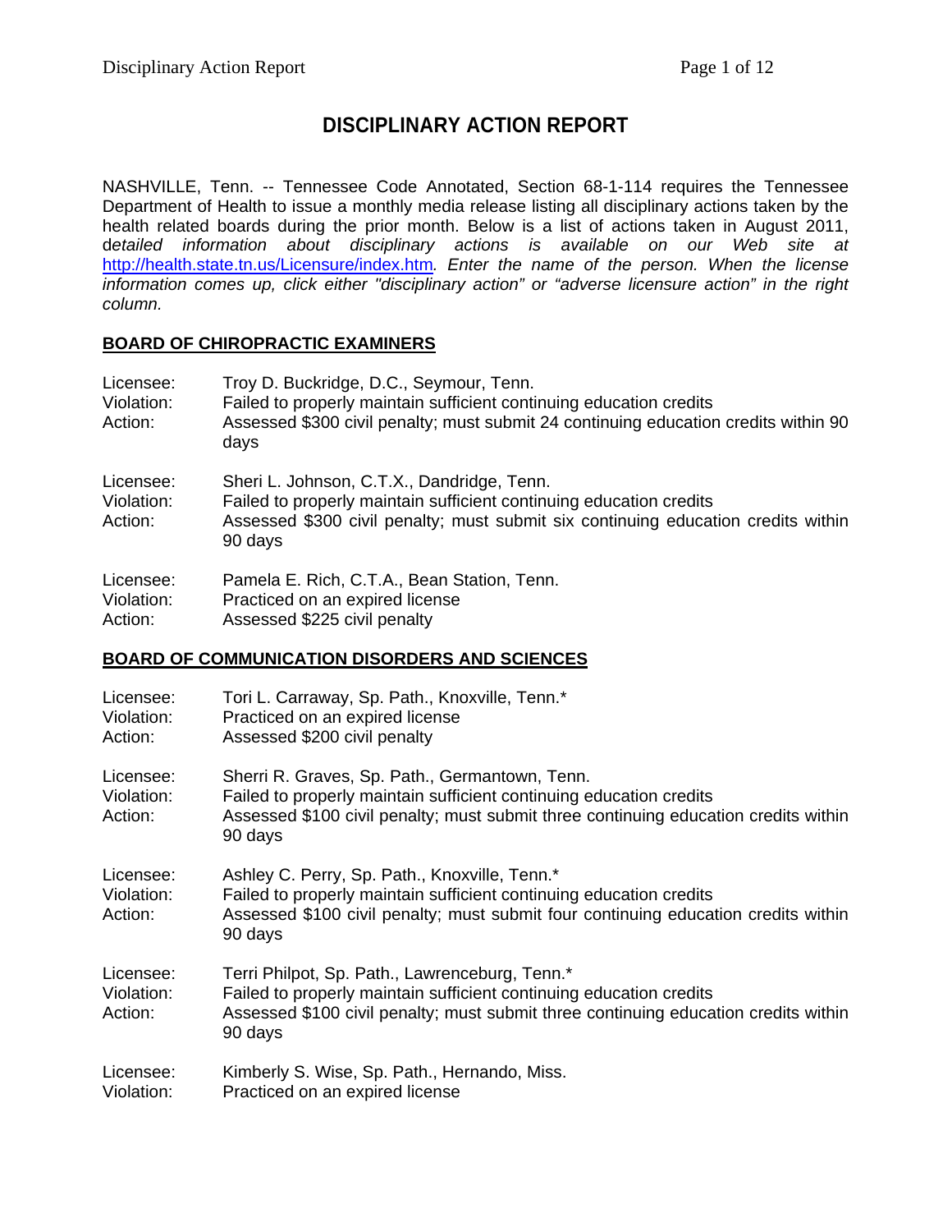# DISCIPLINARY ACTION REPORT

NASHVILLE, Tenn. -- Tennessee Code Annotated, Section 68-1-114 requires the Tennessee Department of Health to issue a monthly media release listing all disciplinary actions taken by the health related boards during the prior month. Below is a list of actions taken in August 2011, d*etailed information about disciplinary actions is available on our Web site at* [http://health.state.tn.us/Licensure/index.htm](http://health.state.tn.us/Licensure/index.htm)*. Enter the name of the person. When the license information comes up, click either "disciplinary action" or "adverse licensure action" in the right column.*

## BOARD OF CHIROPRACTIC EXAMINERS

Licensee: Troy D. Buckridge, D.C., Seymour, Tenn.
Violation: Failed to properly maintain sufficient continuing education credits
Action: Assessed $300 civil penalty; must submit 24 continuing education credits within 90 days

Licensee: Sheri L. Johnson, C.T.X., Dandridge, Tenn.
Violation: Failed to properly maintain sufficient continuing education credits
Action: Assessed $300 civil penalty; must submit six continuing education credits within 90 days

Licensee: Pamela E. Rich, C.T.A., Bean Station, Tenn.
Violation: Practiced on an expired license
Action: Assessed $225 civil penalty

## BOARD OF COMMUNICATION DISORDERS AND SCIENCES

Licensee: Tori L. Carraway, Sp. Path., Knoxville, Tenn.*
Violation: Practiced on an expired license
Action: Assessed $200 civil penalty

Licensee: Sherri R. Graves, Sp. Path., Germantown, Tenn.
Violation: Failed to properly maintain sufficient continuing education credits
Action: Assessed $100 civil penalty; must submit three continuing education credits within 90 days

Licensee: Ashley C. Perry, Sp. Path., Knoxville, Tenn.*
Violation: Failed to properly maintain sufficient continuing education credits
Action: Assessed $100 civil penalty; must submit four continuing education credits within 90 days

Licensee: Terri Philpot, Sp. Path., Lawrenceburg, Tenn.*
Violation: Failed to properly maintain sufficient continuing education credits
Action: Assessed $100 civil penalty; must submit three continuing education credits within 90 days

Licensee: Kimberly S. Wise, Sp. Path., Hernando, Miss.
Violation: Practiced on an expired license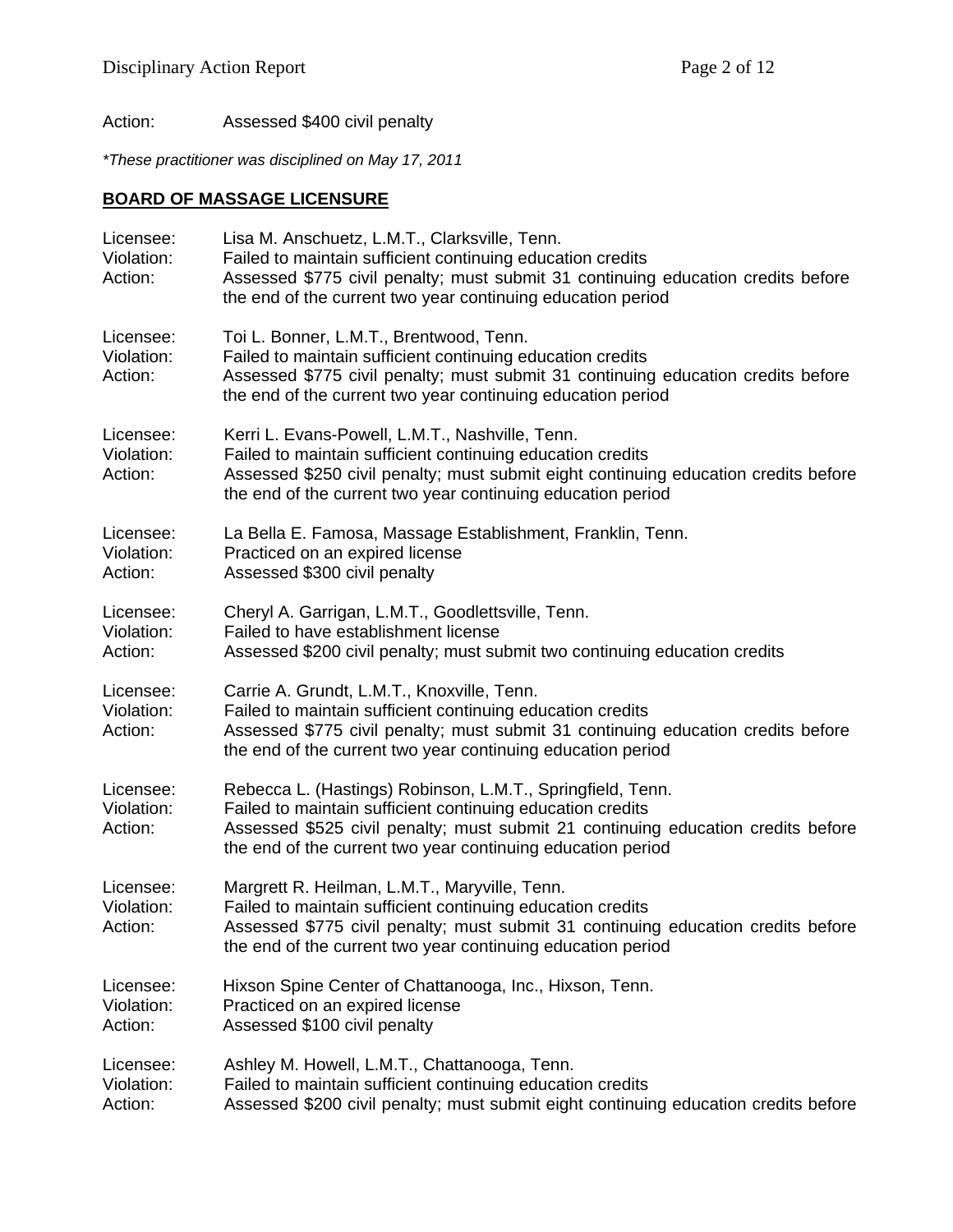Action: Assessed $400 civil penalty

*\*These practitioner was disciplined on May 17, 2011*

## **BOARD OF MASSAGE LICENSURE**

Licensee: Lisa M. Anschuetz, L.M.T., Clarksville, Tenn.
Violation: Failed to maintain sufficient continuing education credits
Action: Assessed $775 civil penalty; must submit 31 continuing education credits before the end of the current two year continuing education period

Licensee: Toi L. Bonner, L.M.T., Brentwood, Tenn.
Violation: Failed to maintain sufficient continuing education credits
Action: Assessed $775 civil penalty; must submit 31 continuing education credits before the end of the current two year continuing education period

Licensee: Kerri L. Evans-Powell, L.M.T., Nashville, Tenn.
Violation: Failed to maintain sufficient continuing education credits
Action: Assessed $250 civil penalty; must submit eight continuing education credits before the end of the current two year continuing education period

Licensee: La Bella E. Famosa, Massage Establishment, Franklin, Tenn.
Violation: Practiced on an expired license
Action: Assessed $300 civil penalty

Licensee: Cheryl A. Garrigan, L.M.T., Goodlettsville, Tenn.
Violation: Failed to have establishment license
Action: Assessed $200 civil penalty; must submit two continuing education credits

Licensee: Carrie A. Grundt, L.M.T., Knoxville, Tenn.
Violation: Failed to maintain sufficient continuing education credits
Action: Assessed $775 civil penalty; must submit 31 continuing education credits before the end of the current two year continuing education period

Licensee: Rebecca L. (Hastings) Robinson, L.M.T., Springfield, Tenn.
Violation: Failed to maintain sufficient continuing education credits
Action: Assessed $525 civil penalty; must submit 21 continuing education credits before the end of the current two year continuing education period

Licensee: Margrett R. Heilman, L.M.T., Maryville, Tenn.
Violation: Failed to maintain sufficient continuing education credits
Action: Assessed $775 civil penalty; must submit 31 continuing education credits before the end of the current two year continuing education period

Licensee: Hixson Spine Center of Chattanooga, Inc., Hixson, Tenn.
Violation: Practiced on an expired license
Action: Assessed $100 civil penalty

Licensee: Ashley M. Howell, L.M.T., Chattanooga, Tenn.
Violation: Failed to maintain sufficient continuing education credits
Action: Assessed $200 civil penalty; must submit eight continuing education credits before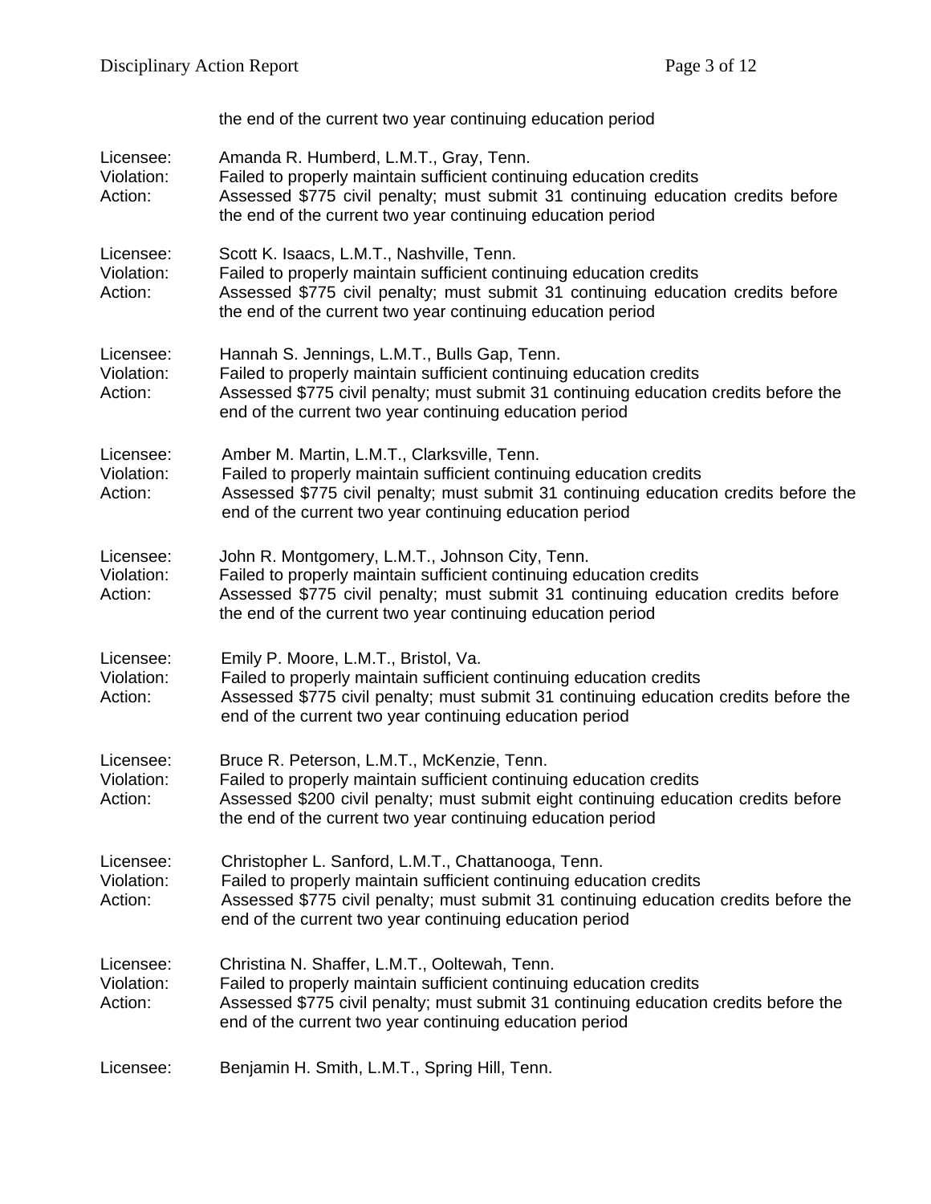the end of the current two year continuing education period

Licensee: Amanda R. Humberd, L.M.T., Gray, Tenn.
Violation: Failed to properly maintain sufficient continuing education credits
Action: Assessed $775 civil penalty; must submit 31 continuing education credits before the end of the current two year continuing education period

Licensee: Scott K. Isaacs, L.M.T., Nashville, Tenn.
Violation: Failed to properly maintain sufficient continuing education credits
Action: Assessed $775 civil penalty; must submit 31 continuing education credits before the end of the current two year continuing education period

Licensee: Hannah S. Jennings, L.M.T., Bulls Gap, Tenn.
Violation: Failed to properly maintain sufficient continuing education credits
Action: Assessed $775 civil penalty; must submit 31 continuing education credits before the end of the current two year continuing education period

Licensee: Amber M. Martin, L.M.T., Clarksville, Tenn.
Violation: Failed to properly maintain sufficient continuing education credits
Action: Assessed $775 civil penalty; must submit 31 continuing education credits before the end of the current two year continuing education period

Licensee: John R. Montgomery, L.M.T., Johnson City, Tenn.
Violation: Failed to properly maintain sufficient continuing education credits
Action: Assessed $775 civil penalty; must submit 31 continuing education credits before the end of the current two year continuing education period

Licensee: Emily P. Moore, L.M.T., Bristol, Va.
Violation: Failed to properly maintain sufficient continuing education credits
Action: Assessed $775 civil penalty; must submit 31 continuing education credits before the end of the current two year continuing education period

Licensee: Bruce R. Peterson, L.M.T., McKenzie, Tenn.
Violation: Failed to properly maintain sufficient continuing education credits
Action: Assessed $200 civil penalty; must submit eight continuing education credits before the end of the current two year continuing education period

Licensee: Christopher L. Sanford, L.M.T., Chattanooga, Tenn.
Violation: Failed to properly maintain sufficient continuing education credits
Action: Assessed $775 civil penalty; must submit 31 continuing education credits before the end of the current two year continuing education period

Licensee: Christina N. Shaffer, L.M.T., Ooltewah, Tenn.
Violation: Failed to properly maintain sufficient continuing education credits
Action: Assessed $775 civil penalty; must submit 31 continuing education credits before the end of the current two year continuing education period

Licensee: Benjamin H. Smith, L.M.T., Spring Hill, Tenn.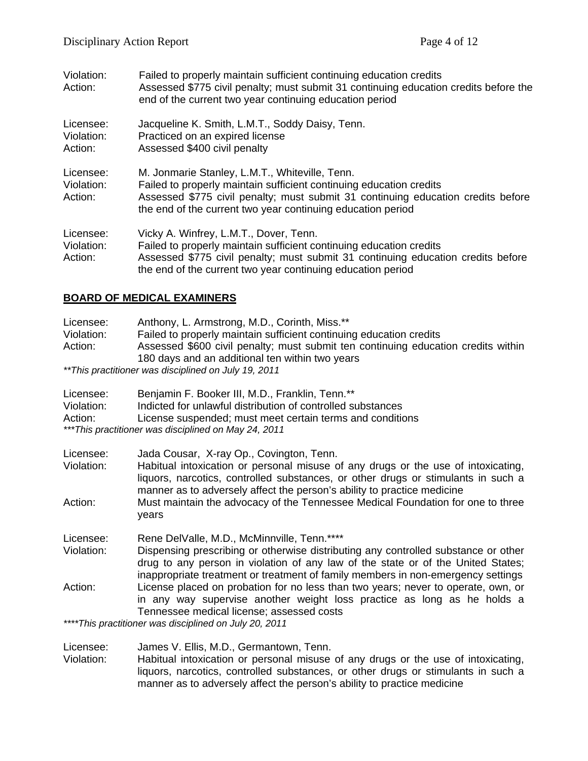Violation: Failed to properly maintain sufficient continuing education credits
Action: Assessed $775 civil penalty; must submit 31 continuing education credits before the end of the current two year continuing education period

Licensee: Jacqueline K. Smith, L.M.T., Soddy Daisy, Tenn.
Violation: Practiced on an expired license
Action: Assessed $400 civil penalty

Licensee: M. Jonmarie Stanley, L.M.T., Whiteville, Tenn.
Violation: Failed to properly maintain sufficient continuing education credits
Action: Assessed $775 civil penalty; must submit 31 continuing education credits before the end of the current two year continuing education period

Licensee: Vicky A. Winfrey, L.M.T., Dover, Tenn.
Violation: Failed to properly maintain sufficient continuing education credits
Action: Assessed $775 civil penalty; must submit 31 continuing education credits before the end of the current two year continuing education period

## BOARD OF MEDICAL EXAMINERS

Licensee: Anthony, L. Armstrong, M.D., Corinth, Miss.**
Violation: Failed to properly maintain sufficient continuing education credits
Action: Assessed $600 civil penalty; must submit ten continuing education credits within 180 days and an additional ten within two years

*\*\*This practitioner was disciplined on July 19, 2011*

Licensee: Benjamin F. Booker III, M.D., Franklin, Tenn.**
Violation: Indicted for unlawful distribution of controlled substances
Action: License suspended; must meet certain terms and conditions

*\*\*\*This practitioner was disciplined on May 24, 2011*

Licensee: Jada Cousar, X-ray Op., Covington, Tenn.
Violation: Habitual intoxication or personal misuse of any drugs or the use of intoxicating, liquors, narcotics, controlled substances, or other drugs or stimulants in such a manner as to adversely affect the person's ability to practice medicine
Action: Must maintain the advocacy of the Tennessee Medical Foundation for one to three years

Licensee: Rene DelValle, M.D., McMinnville, Tenn.****
Violation: Dispensing prescribing or otherwise distributing any controlled substance or other drug to any person in violation of any law of the state or of the United States; inappropriate treatment or treatment of family members in non-emergency settings
Action: License placed on probation for no less than two years; never to operate, own, or in any way supervise another weight loss practice as long as he holds a Tennessee medical license; assessed costs

*\*\*\*\*This practitioner was disciplined on July 20, 2011*

Licensee: James V. Ellis, M.D., Germantown, Tenn.
Violation: Habitual intoxication or personal misuse of any drugs or the use of intoxicating, liquors, narcotics, controlled substances, or other drugs or stimulants in such a manner as to adversely affect the person's ability to practice medicine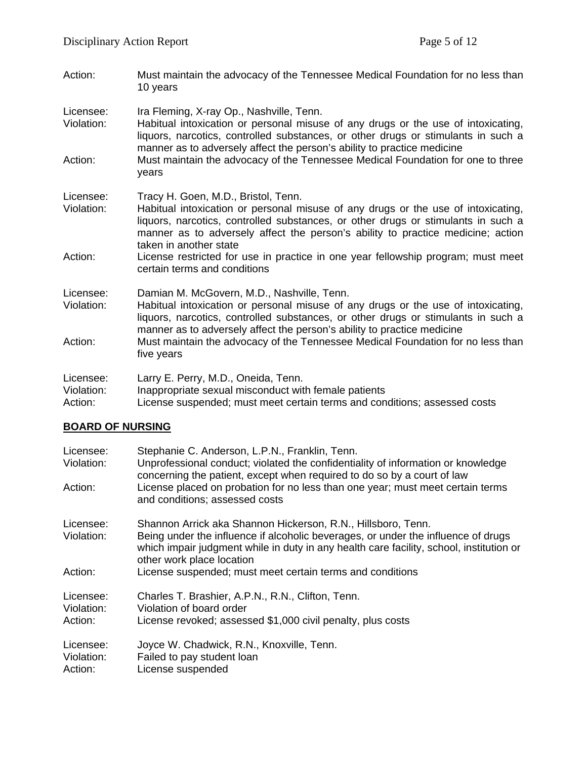Action: Must maintain the advocacy of the Tennessee Medical Foundation for no less than 10 years

Licensee: Ira Fleming, X-ray Op., Nashville, Tenn.
Violation: Habitual intoxication or personal misuse of any drugs or the use of intoxicating, liquors, narcotics, controlled substances, or other drugs or stimulants in such a manner as to adversely affect the person's ability to practice medicine
Action: Must maintain the advocacy of the Tennessee Medical Foundation for one to three years

Licensee: Tracy H. Goen, M.D., Bristol, Tenn.
Violation: Habitual intoxication or personal misuse of any drugs or the use of intoxicating, liquors, narcotics, controlled substances, or other drugs or stimulants in such a manner as to adversely affect the person's ability to practice medicine; action taken in another state
Action: License restricted for use in practice in one year fellowship program; must meet certain terms and conditions

Licensee: Damian M. McGovern, M.D., Nashville, Tenn.
Violation: Habitual intoxication or personal misuse of any drugs or the use of intoxicating, liquors, narcotics, controlled substances, or other drugs or stimulants in such a manner as to adversely affect the person's ability to practice medicine
Action: Must maintain the advocacy of the Tennessee Medical Foundation for no less than five years

Licensee: Larry E. Perry, M.D., Oneida, Tenn.
Violation: Inappropriate sexual misconduct with female patients
Action: License suspended; must meet certain terms and conditions; assessed costs

## BOARD OF NURSING

Licensee: Stephanie C. Anderson, L.P.N., Franklin, Tenn.
Violation: Unprofessional conduct; violated the confidentiality of information or knowledge concerning the patient, except when required to do so by a court of law
Action: License placed on probation for no less than one year; must meet certain terms and conditions; assessed costs

Licensee: Shannon Arrick aka Shannon Hickerson, R.N., Hillsboro, Tenn.
Violation: Being under the influence if alcoholic beverages, or under the influence of drugs which impair judgment while in duty in any health care facility, school, institution or other work place location
Action: License suspended; must meet certain terms and conditions

Licensee: Charles T. Brashier, A.P.N., R.N., Clifton, Tenn.
Violation: Violation of board order
Action: License revoked; assessed $1,000 civil penalty, plus costs

Licensee: Joyce W. Chadwick, R.N., Knoxville, Tenn.
Violation: Failed to pay student loan
Action: License suspended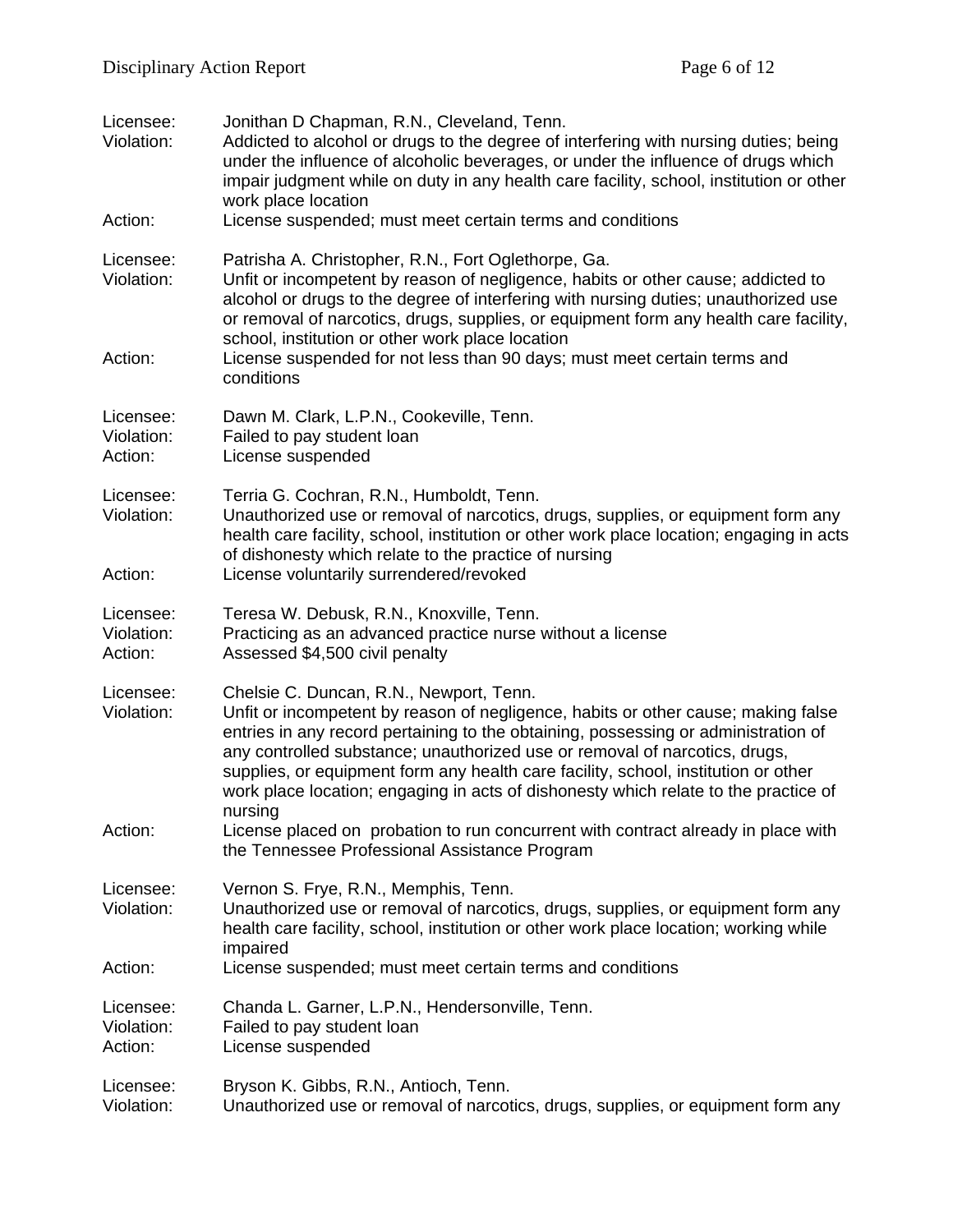Licensee: Jonithan D Chapman, R.N., Cleveland, Tenn.
Violation: Addicted to alcohol or drugs to the degree of interfering with nursing duties; being under the influence of alcoholic beverages, or under the influence of drugs which impair judgment while on duty in any health care facility, school, institution or other work place location
Action: License suspended; must meet certain terms and conditions

Licensee: Patrisha A. Christopher, R.N., Fort Oglethorpe, Ga.
Violation: Unfit or incompetent by reason of negligence, habits or other cause; addicted to alcohol or drugs to the degree of interfering with nursing duties; unauthorized use or removal of narcotics, drugs, supplies, or equipment form any health care facility, school, institution or other work place location
Action: License suspended for not less than 90 days; must meet certain terms and conditions

Licensee: Dawn M. Clark, L.P.N., Cookeville, Tenn.
Violation: Failed to pay student loan
Action: License suspended

Licensee: Terria G. Cochran, R.N., Humboldt, Tenn.
Violation: Unauthorized use or removal of narcotics, drugs, supplies, or equipment form any health care facility, school, institution or other work place location; engaging in acts of dishonesty which relate to the practice of nursing
Action: License voluntarily surrendered/revoked

Licensee: Teresa W. Debusk, R.N., Knoxville, Tenn.
Violation: Practicing as an advanced practice nurse without a license
Action: Assessed $4,500 civil penalty

Licensee: Chelsie C. Duncan, R.N., Newport, Tenn.
Violation: Unfit or incompetent by reason of negligence, habits or other cause; making false entries in any record pertaining to the obtaining, possessing or administration of any controlled substance; unauthorized use or removal of narcotics, drugs, supplies, or equipment form any health care facility, school, institution or other work place location; engaging in acts of dishonesty which relate to the practice of nursing
Action: License placed on probation to run concurrent with contract already in place with the Tennessee Professional Assistance Program

Licensee: Vernon S. Frye, R.N., Memphis, Tenn.
Violation: Unauthorized use or removal of narcotics, drugs, supplies, or equipment form any health care facility, school, institution or other work place location; working while impaired
Action: License suspended; must meet certain terms and conditions

Licensee: Chanda L. Garner, L.P.N., Hendersonville, Tenn.
Violation: Failed to pay student loan
Action: License suspended

Licensee: Bryson K. Gibbs, R.N., Antioch, Tenn.
Violation: Unauthorized use or removal of narcotics, drugs, supplies, or equipment form any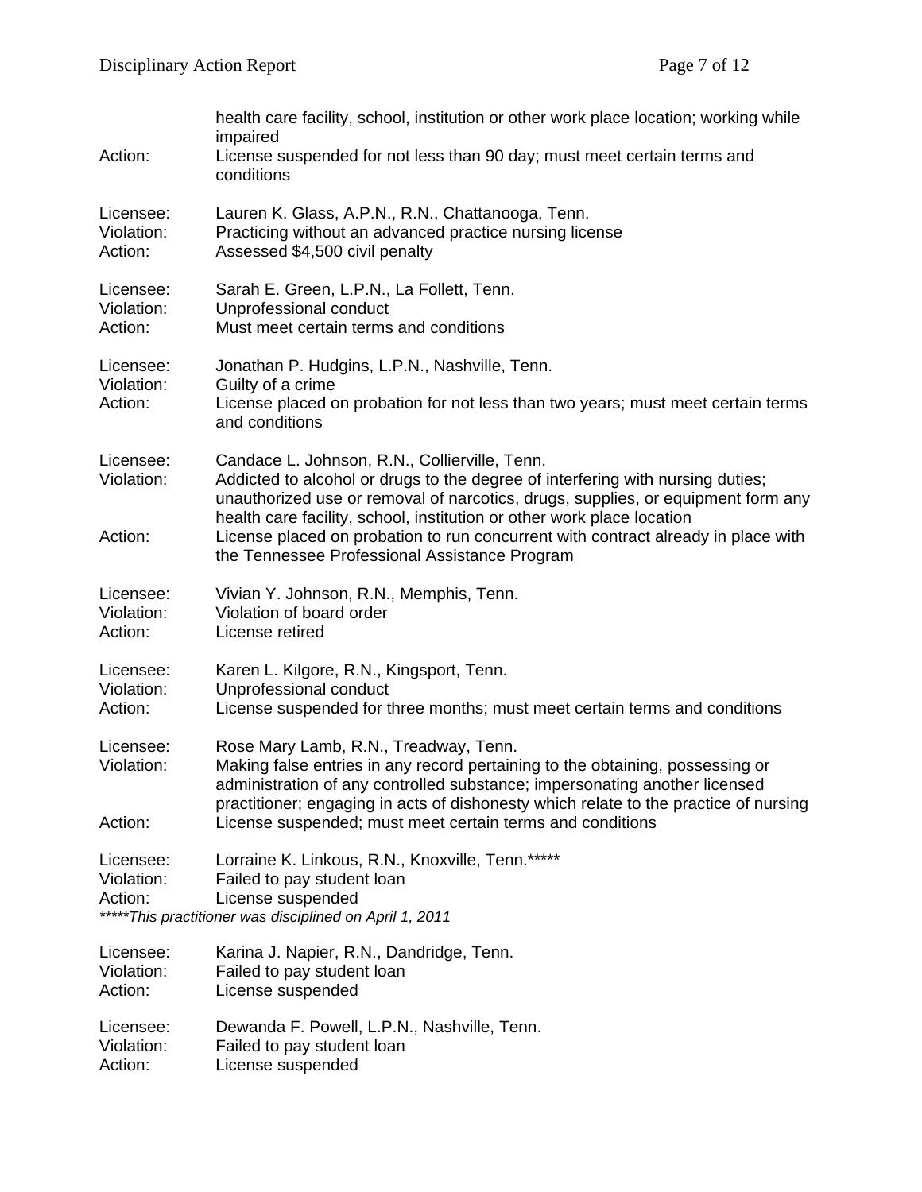health care facility, school, institution or other work place location; working while impaired

Action: License suspended for not less than 90 day; must meet certain terms and conditions

Licensee: Lauren K. Glass, A.P.N., R.N., Chattanooga, Tenn.
Violation: Practicing without an advanced practice nursing license
Action: Assessed $4,500 civil penalty

Licensee: Sarah E. Green, L.P.N., La Follett, Tenn.
Violation: Unprofessional conduct
Action: Must meet certain terms and conditions

Licensee: Jonathan P. Hudgins, L.P.N., Nashville, Tenn.
Violation: Guilty of a crime
Action: License placed on probation for not less than two years; must meet certain terms and conditions

Licensee: Candace L. Johnson, R.N., Collierville, Tenn.
Violation: Addicted to alcohol or drugs to the degree of interfering with nursing duties; unauthorized use or removal of narcotics, drugs, supplies, or equipment form any health care facility, school, institution or other work place location
Action: License placed on probation to run concurrent with contract already in place with the Tennessee Professional Assistance Program

Licensee: Vivian Y. Johnson, R.N., Memphis, Tenn.
Violation: Violation of board order
Action: License retired

Licensee: Karen L. Kilgore, R.N., Kingsport, Tenn.
Violation: Unprofessional conduct
Action: License suspended for three months; must meet certain terms and conditions

Licensee: Rose Mary Lamb, R.N., Treadway, Tenn.
Violation: Making false entries in any record pertaining to the obtaining, possessing or administration of any controlled substance; impersonating another licensed practitioner; engaging in acts of dishonesty which relate to the practice of nursing
Action: License suspended; must meet certain terms and conditions

Licensee: Lorraine K. Linkous, R.N., Knoxville, Tenn.*****
Violation: Failed to pay student loan
Action: License suspended
*\*\*\*\*\*This practitioner was disciplined on April 1, 2011*

Licensee: Karina J. Napier, R.N., Dandridge, Tenn.
Violation: Failed to pay student loan
Action: License suspended

Licensee: Dewanda F. Powell, L.P.N., Nashville, Tenn.
Violation: Failed to pay student loan
Action: License suspended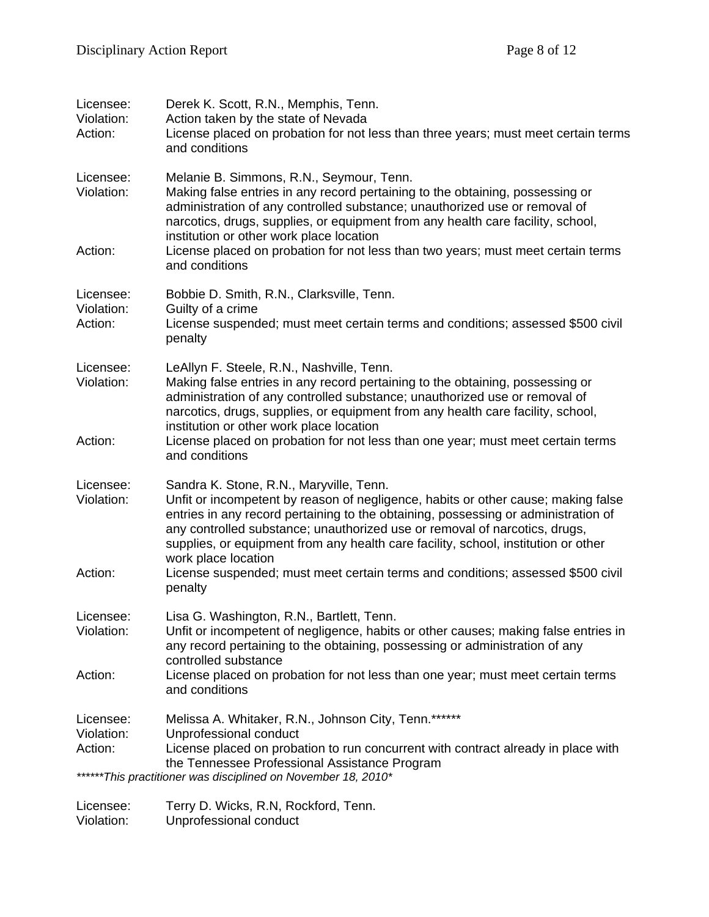Licensee: Derek K. Scott, R.N., Memphis, Tenn.
Violation: Action taken by the state of Nevada
Action: License placed on probation for not less than three years; must meet certain terms and conditions

Licensee: Melanie B. Simmons, R.N., Seymour, Tenn.
Violation: Making false entries in any record pertaining to the obtaining, possessing or administration of any controlled substance; unauthorized use or removal of narcotics, drugs, supplies, or equipment from any health care facility, school, institution or other work place location
Action: License placed on probation for not less than two years; must meet certain terms and conditions

Licensee: Bobbie D. Smith, R.N., Clarksville, Tenn.
Violation: Guilty of a crime
Action: License suspended; must meet certain terms and conditions; assessed $500 civil penalty

Licensee: LeAllyn F. Steele, R.N., Nashville, Tenn.
Violation: Making false entries in any record pertaining to the obtaining, possessing or administration of any controlled substance; unauthorized use or removal of narcotics, drugs, supplies, or equipment from any health care facility, school, institution or other work place location
Action: License placed on probation for not less than one year; must meet certain terms and conditions

Licensee: Sandra K. Stone, R.N., Maryville, Tenn.
Violation: Unfit or incompetent by reason of negligence, habits or other cause; making false entries in any record pertaining to the obtaining, possessing or administration of any controlled substance; unauthorized use or removal of narcotics, drugs, supplies, or equipment from any health care facility, school, institution or other work place location
Action: License suspended; must meet certain terms and conditions; assessed $500 civil penalty

Licensee: Lisa G. Washington, R.N., Bartlett, Tenn.
Violation: Unfit or incompetent of negligence, habits or other causes; making false entries in any record pertaining to the obtaining, possessing or administration of any controlled substance
Action: License placed on probation for not less than one year; must meet certain terms and conditions

Licensee: Melissa A. Whitaker, R.N., Johnson City, Tenn.******
Violation: Unprofessional conduct
Action: License placed on probation to run concurrent with contract already in place with the Tennessee Professional Assistance Program

*******This practitioner was disciplined on November 18, 2010**

Licensee: Terry D. Wicks, R.N, Rockford, Tenn.
Violation: Unprofessional conduct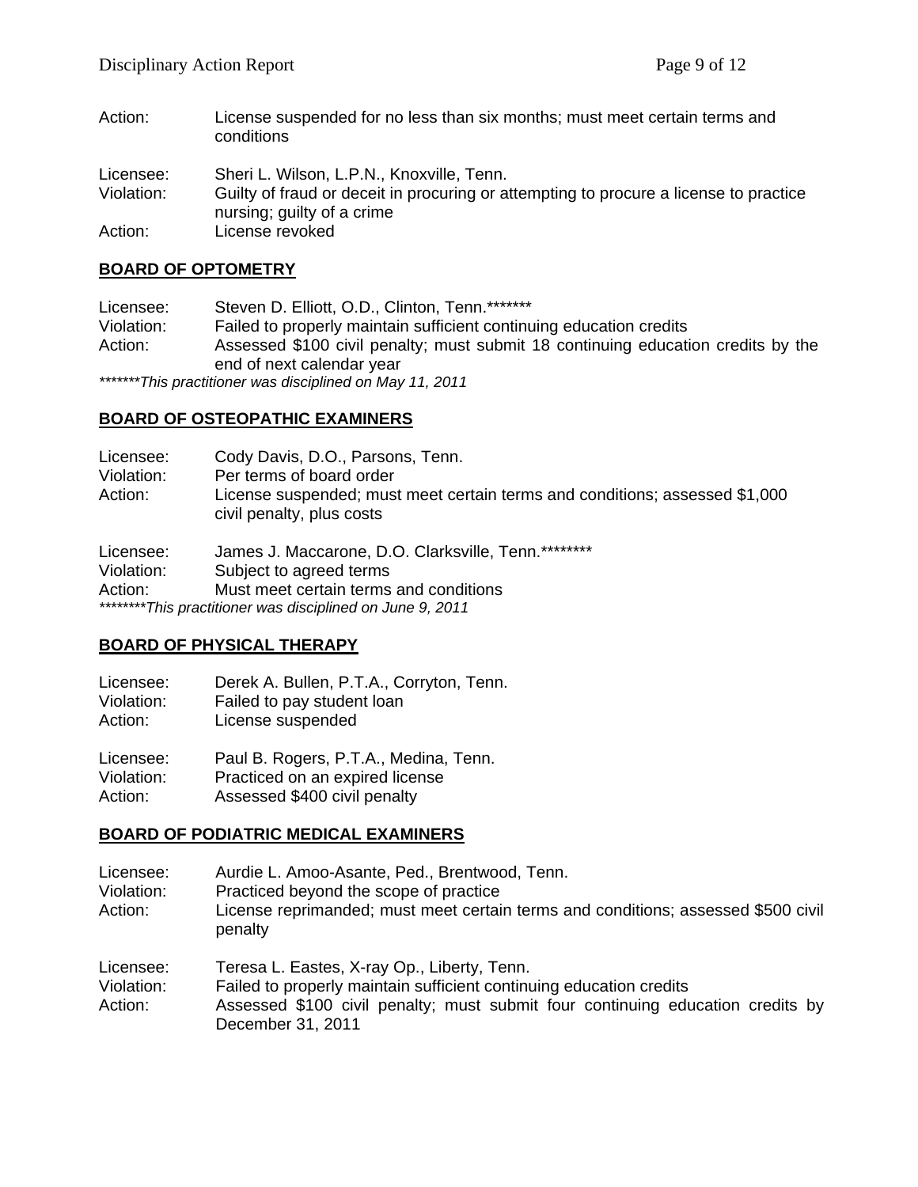Action: License suspended for no less than six months; must meet certain terms and conditions

Licensee: Sheri L. Wilson, L.P.N., Knoxville, Tenn.
Violation: Guilty of fraud or deceit in procuring or attempting to procure a license to practice nursing; guilty of a crime
Action: License revoked

## BOARD OF OPTOMETRY

Licensee: Steven D. Elliott, O.D., Clinton, Tenn.*******
Violation: Failed to properly maintain sufficient continuing education credits
Action: Assessed $100 civil penalty; must submit 18 continuing education credits by the end of next calendar year

*\*\*\*\*\*\*\*This practitioner was disciplined on May 11, 2011*

## BOARD OF OSTEOPATHIC EXAMINERS

Licensee: Cody Davis, D.O., Parsons, Tenn.
Violation: Per terms of board order
Action: License suspended; must meet certain terms and conditions; assessed $1,000 civil penalty, plus costs

Licensee: James J. Maccarone, D.O. Clarksville, Tenn.********
Violation: Subject to agreed terms
Action: Must meet certain terms and conditions

*\*\*\*\*\*\*\*\*This practitioner was disciplined on June 9, 2011*

## BOARD OF PHYSICAL THERAPY

Licensee: Derek A. Bullen, P.T.A., Corryton, Tenn.
Violation: Failed to pay student loan
Action: License suspended

Licensee: Paul B. Rogers, P.T.A., Medina, Tenn.
Violation: Practiced on an expired license
Action: Assessed $400 civil penalty

## BOARD OF PODIATRIC MEDICAL EXAMINERS

Licensee: Aurdie L. Amoo-Asante, Ped., Brentwood, Tenn.
Violation: Practiced beyond the scope of practice
Action: License reprimanded; must meet certain terms and conditions; assessed $500 civil penalty

Licensee: Teresa L. Eastes, X-ray Op., Liberty, Tenn.
Violation: Failed to properly maintain sufficient continuing education credits
Action: Assessed $100 civil penalty; must submit four continuing education credits by December 31, 2011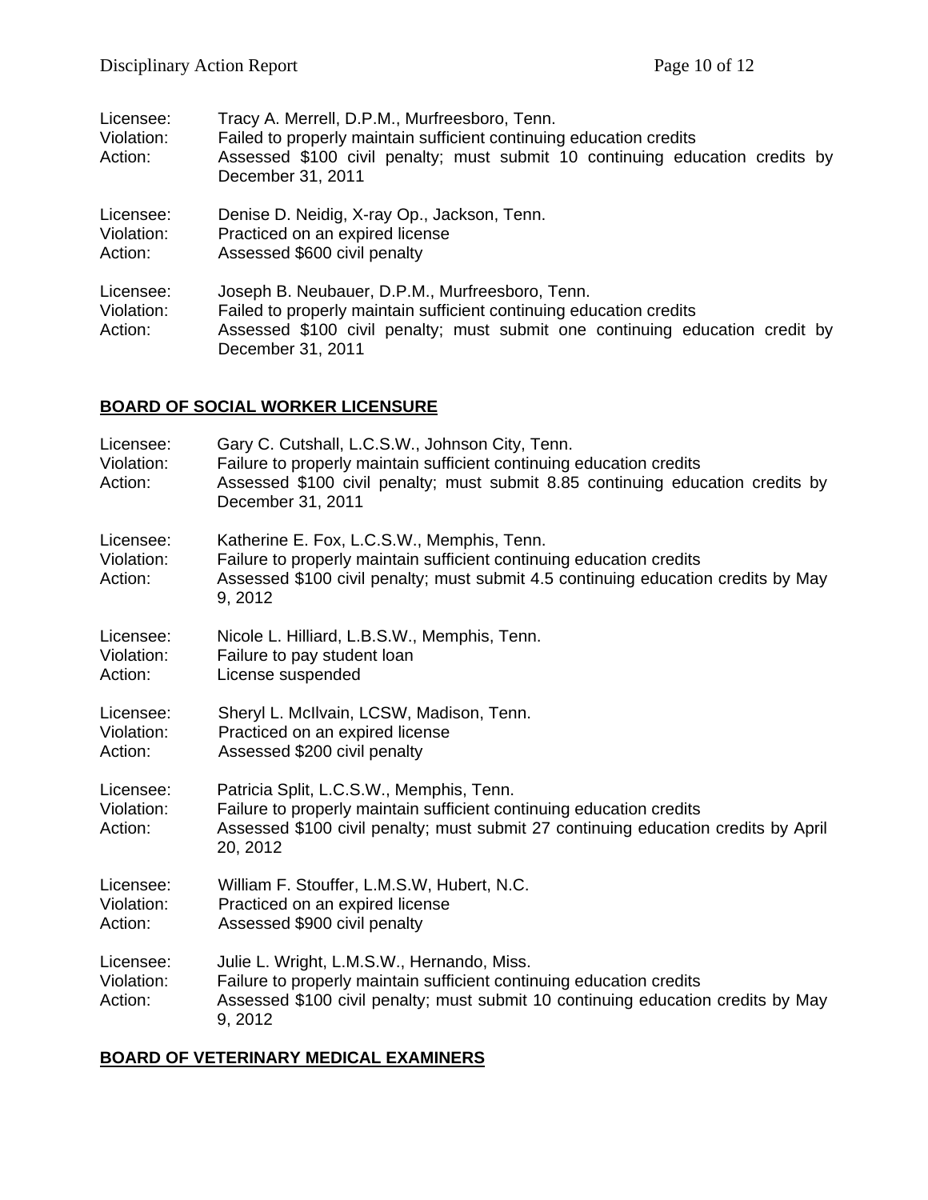Licensee: Tracy A. Merrell, D.P.M., Murfreesboro, Tenn.
Violation: Failed to properly maintain sufficient continuing education credits
Action: Assessed $100 civil penalty; must submit 10 continuing education credits by December 31, 2011

Licensee: Denise D. Neidig, X-ray Op., Jackson, Tenn.
Violation: Practiced on an expired license
Action: Assessed $600 civil penalty

Licensee: Joseph B. Neubauer, D.P.M., Murfreesboro, Tenn.
Violation: Failed to properly maintain sufficient continuing education credits
Action: Assessed $100 civil penalty; must submit one continuing education credit by December 31, 2011

## BOARD OF SOCIAL WORKER LICENSURE

Licensee: Gary C. Cutshall, L.C.S.W., Johnson City, Tenn.
Violation: Failure to properly maintain sufficient continuing education credits
Action: Assessed $100 civil penalty; must submit 8.85 continuing education credits by December 31, 2011

Licensee: Katherine E. Fox, L.C.S.W., Memphis, Tenn.
Violation: Failure to properly maintain sufficient continuing education credits
Action: Assessed $100 civil penalty; must submit 4.5 continuing education credits by May 9, 2012

Licensee: Nicole L. Hilliard, L.B.S.W., Memphis, Tenn.
Violation: Failure to pay student loan
Action: License suspended

Licensee: Sheryl L. McIlvain, LCSW, Madison, Tenn.
Violation: Practiced on an expired license
Action: Assessed $200 civil penalty

Licensee: Patricia Split, L.C.S.W., Memphis, Tenn.
Violation: Failure to properly maintain sufficient continuing education credits
Action: Assessed $100 civil penalty; must submit 27 continuing education credits by April 20, 2012

Licensee: William F. Stouffer, L.M.S.W, Hubert, N.C.
Violation: Practiced on an expired license
Action: Assessed $900 civil penalty

Licensee: Julie L. Wright, L.M.S.W., Hernando, Miss.
Violation: Failure to properly maintain sufficient continuing education credits
Action: Assessed $100 civil penalty; must submit 10 continuing education credits by May 9, 2012

## BOARD OF VETERINARY MEDICAL EXAMINERS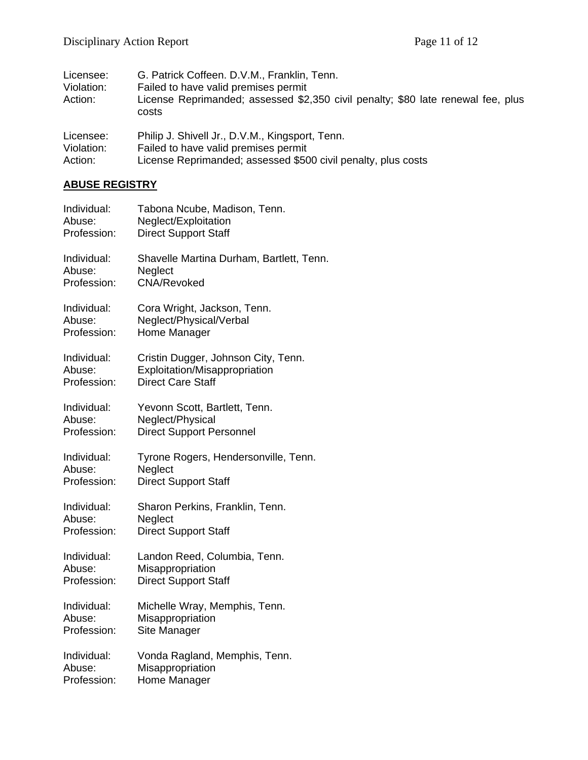Licensee: G. Patrick Coffeen. D.V.M., Franklin, Tenn.
Violation: Failed to have valid premises permit
Action: License Reprimanded; assessed $2,350 civil penalty; $80 late renewal fee, plus costs

Licensee: Philip J. Shivell Jr., D.V.M., Kingsport, Tenn.
Violation: Failed to have valid premises permit
Action: License Reprimanded; assessed $500 civil penalty, plus costs

**ABUSE REGISTRY**

Individual: Tabona Ncube, Madison, Tenn.
Abuse: Neglect/Exploitation
Profession: Direct Support Staff

Individual: Shavelle Martina Durham, Bartlett, Tenn.
Abuse: Neglect
Profession: CNA/Revoked

Individual: Cora Wright, Jackson, Tenn.
Abuse: Neglect/Physical/Verbal
Profession: Home Manager

Individual: Cristin Dugger, Johnson City, Tenn.
Abuse: Exploitation/Misappropriation
Profession: Direct Care Staff

Individual: Yevonn Scott, Bartlett, Tenn.
Abuse: Neglect/Physical
Profession: Direct Support Personnel

Individual: Tyrone Rogers, Hendersonville, Tenn.
Abuse: Neglect
Profession: Direct Support Staff

Individual: Sharon Perkins, Franklin, Tenn.
Abuse: Neglect
Profession: Direct Support Staff

Individual: Landon Reed, Columbia, Tenn.
Abuse: Misappropriation
Profession: Direct Support Staff

Individual: Michelle Wray, Memphis, Tenn.
Abuse: Misappropriation
Profession: Site Manager

Individual: Vonda Ragland, Memphis, Tenn.
Abuse: Misappropriation
Profession: Home Manager